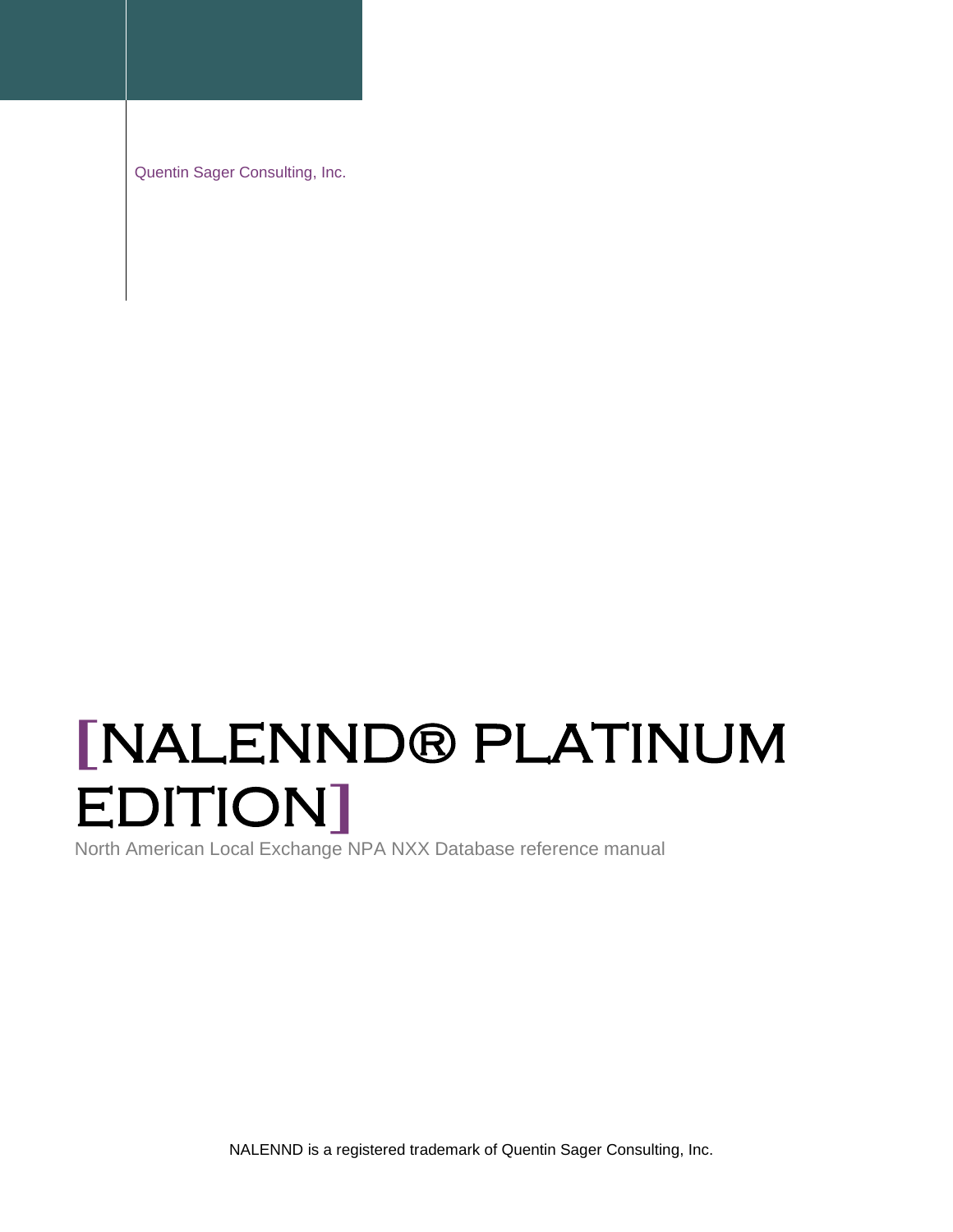Quentin Sager Consulting, Inc.

# [NALENND® PLATINUM EDITION]

North American Local Exchange NPA NXX Database reference manual

NALENND is a registered trademark of Quentin Sager Consulting, Inc.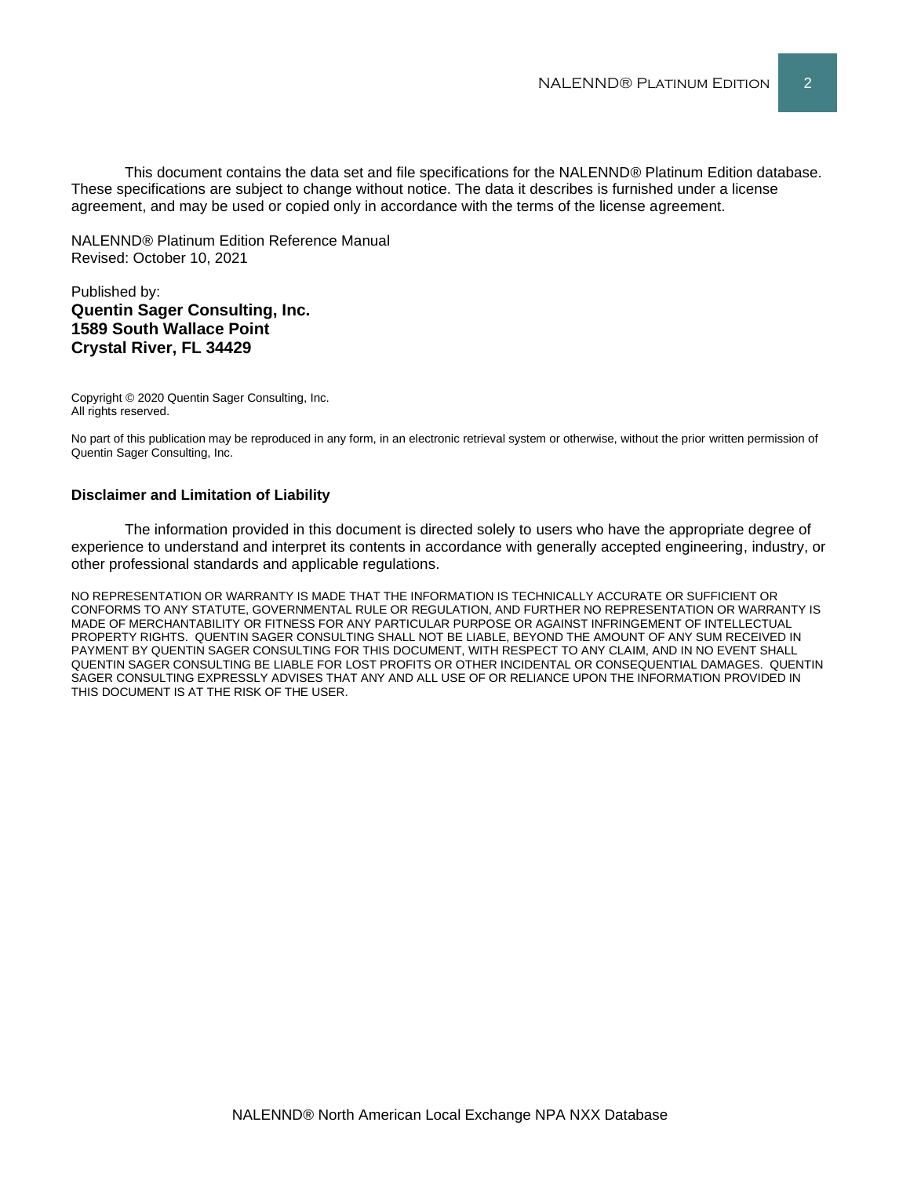This document contains the data set and file specifications for the NALENND® Platinum Edition database. These specifications are subject to change without notice. The data it describes is furnished under a license agreement, and may be used or copied only in accordance with the terms of the license agreement.

NALENND® Platinum Edition Reference Manual
Revised: October 10, 2021

Published by:
**Quentin Sager Consulting, Inc.**
**1589 South Wallace Point**
**Crystal River, FL 34429**

Copyright © 2020 Quentin Sager Consulting, Inc.
All rights reserved.

No part of this publication may be reproduced in any form, in an electronic retrieval system or otherwise, without the prior written permission of Quentin Sager Consulting, Inc.

**Disclaimer and Limitation of Liability**

The information provided in this document is directed solely to users who have the appropriate degree of experience to understand and interpret its contents in accordance with generally accepted engineering, industry, or other professional standards and applicable regulations.

NO REPRESENTATION OR WARRANTY IS MADE THAT THE INFORMATION IS TECHNICALLY ACCURATE OR SUFFICIENT OR CONFORMS TO ANY STATUTE, GOVERNMENTAL RULE OR REGULATION, AND FURTHER NO REPRESENTATION OR WARRANTY IS MADE OF MERCHANTABILITY OR FITNESS FOR ANY PARTICULAR PURPOSE OR AGAINST INFRINGEMENT OF INTELLECTUAL PROPERTY RIGHTS. QUENTIN SAGER CONSULTING SHALL NOT BE LIABLE, BEYOND THE AMOUNT OF ANY SUM RECEIVED IN PAYMENT BY QUENTIN SAGER CONSULTING FOR THIS DOCUMENT, WITH RESPECT TO ANY CLAIM, AND IN NO EVENT SHALL QUENTIN SAGER CONSULTING BE LIABLE FOR LOST PROFITS OR OTHER INCIDENTAL OR CONSEQUENTIAL DAMAGES. QUENTIN SAGER CONSULTING EXPRESSLY ADVISES THAT ANY AND ALL USE OF OR RELIANCE UPON THE INFORMATION PROVIDED IN THIS DOCUMENT IS AT THE RISK OF THE USER.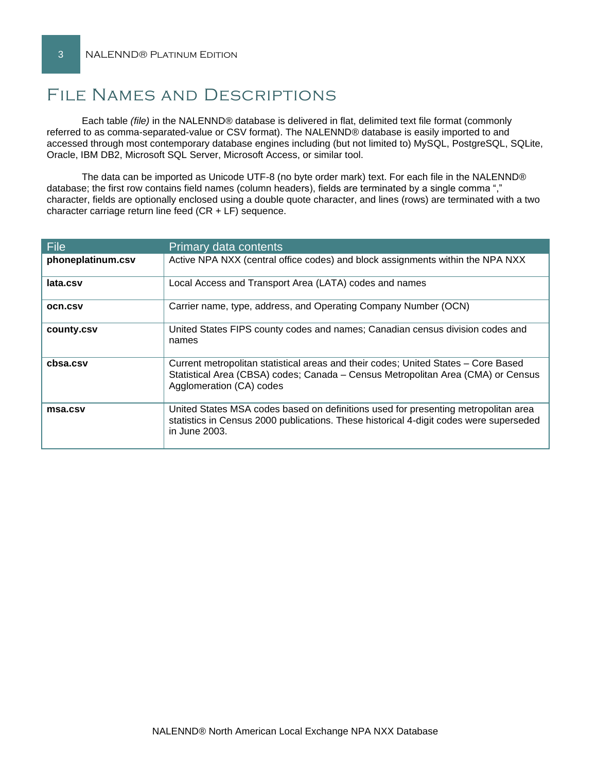# File Names and Descriptions

Each table *(file)* in the NALENND® database is delivered in flat, delimited text file format (commonly referred to as comma-separated-value or CSV format). The NALENND® database is easily imported to and accessed through most contemporary database engines including (but not limited to) MySQL, PostgreSQL, SQLite, Oracle, IBM DB2, Microsoft SQL Server, Microsoft Access, or similar tool.

The data can be imported as Unicode UTF-8 (no byte order mark) text. For each file in the NALENND® database; the first row contains field names (column headers), fields are terminated by a single comma "," character, fields are optionally enclosed using a double quote character, and lines (rows) are terminated with a two character carriage return line feed (CR + LF) sequence.

| File | Primary data contents |
|---|---|
| **phoneplatinum.csv** | Active NPA NXX (central office codes) and block assignments within the NPA NXX |
| **lata.csv** | Local Access and Transport Area (LATA) codes and names |
| **ocn.csv** | Carrier name, type, address, and Operating Company Number (OCN) |
| **county.csv** | United States FIPS county codes and names; Canadian census division codes and names |
| **cbsa.csv** | Current metropolitan statistical areas and their codes; United States – Core Based Statistical Area (CBSA) codes; Canada – Census Metropolitan Area (CMA) or Census Agglomeration (CA) codes |
| **msa.csv** | United States MSA codes based on definitions used for presenting metropolitan area statistics in Census 2000 publications. These historical 4-digit codes were superseded in June 2003. |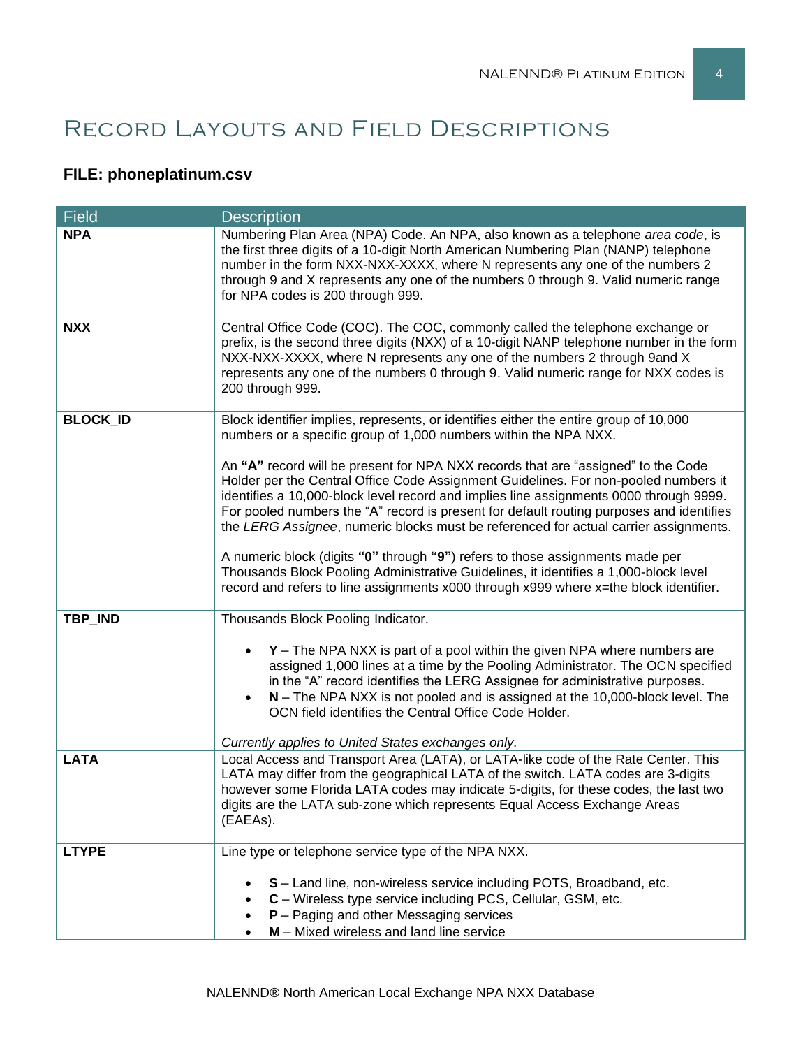# Record Layouts and Field Descriptions

**FILE: phoneplatinum.csv**

| Field | Description |
|---|---|
| **NPA** | Numbering Plan Area (NPA) Code. An NPA, also known as a telephone *area code*, is the first three digits of a 10-digit North American Numbering Plan (NANP) telephone number in the form NXX-NXX-XXXX, where N represents any one of the numbers 2 through 9 and X represents any one of the numbers 0 through 9. Valid numeric range for NPA codes is 200 through 999. |
| **NXX** | Central Office Code (COC). The COC, commonly called the telephone exchange or prefix, is the second three digits (NXX) of a 10-digit NANP telephone number in the form NXX-NXX-XXXX, where N represents any one of the numbers 2 through 9and X represents any one of the numbers 0 through 9. Valid numeric range for NXX codes is 200 through 999. |
| **BLOCK_ID** | Block identifier implies, represents, or identifies either the entire group of 10,000 numbers or a specific group of 1,000 numbers within the NPA NXX.<br><br>An **"A"** record will be present for NPA NXX records that are "assigned" to the Code Holder per the Central Office Code Assignment Guidelines. For non-pooled numbers it identifies a 10,000-block level record and implies line assignments 0000 through 9999. For pooled numbers the "A" record is present for default routing purposes and identifies the *LERG Assignee*, numeric blocks must be referenced for actual carrier assignments.<br><br>A numeric block (digits **"0"** through **"9"**) refers to those assignments made per Thousands Block Pooling Administrative Guidelines, it identifies a 1,000-block level record and refers to line assignments x000 through x999 where x=the block identifier. |
| **TBP_IND** | Thousands Block Pooling Indicator.<br><br>• **Y** – The NPA NXX is part of a pool within the given NPA where numbers are assigned 1,000 lines at a time by the Pooling Administrator. The OCN specified in the "A" record identifies the LERG Assignee for administrative purposes.<br>• **N** – The NPA NXX is not pooled and is assigned at the 10,000-block level. The OCN field identifies the Central Office Code Holder.<br><br>*Currently applies to United States exchanges only.* |
| **LATA** | Local Access and Transport Area (LATA), or LATA-like code of the Rate Center. This LATA may differ from the geographical LATA of the switch. LATA codes are 3-digits however some Florida LATA codes may indicate 5-digits, for these codes, the last two digits are the LATA sub-zone which represents Equal Access Exchange Areas (EAEAs). |
| **LTYPE** | Line type or telephone service type of the NPA NXX.<br><br>• **S** – Land line, non-wireless service including POTS, Broadband, etc.<br>• **C** – Wireless type service including PCS, Cellular, GSM, etc.<br>• **P** – Paging and other Messaging services<br>• **M** – Mixed wireless and land line service |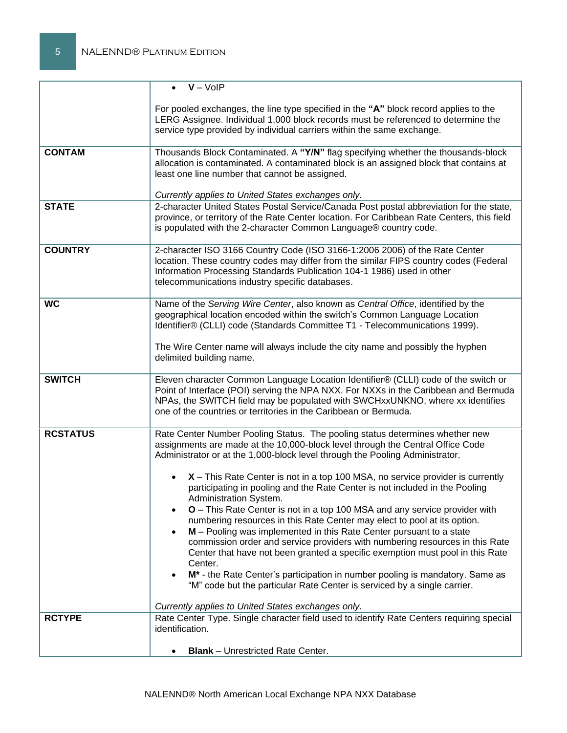| | |
|---|---|
| | • **V** – VoIP<br><br>For pooled exchanges, the line type specified in the **"A"** block record applies to the LERG Assignee. Individual 1,000 block records must be referenced to determine the service type provided by individual carriers within the same exchange. |
| **CONTAM** | Thousands Block Contaminated. A **"Y/N"** flag specifying whether the thousands-block allocation is contaminated. A contaminated block is an assigned block that contains at least one line number that cannot be assigned.<br><br>*Currently applies to United States exchanges only.* |
| **STATE** | 2-character United States Postal Service/Canada Post postal abbreviation for the state, province, or territory of the Rate Center location. For Caribbean Rate Centers, this field is populated with the 2-character Common Language® country code. |
| **COUNTRY** | 2-character ISO 3166 Country Code (ISO 3166-1:2006 2006) of the Rate Center location. These country codes may differ from the similar FIPS country codes (Federal Information Processing Standards Publication 104-1 1986) used in other telecommunications industry specific databases. |
| **WC** | Name of the *Serving Wire Center*, also known as *Central Office*, identified by the geographical location encoded within the switch's Common Language Location Identifier® (CLLI) code (Standards Committee T1 - Telecommunications 1999).<br><br>The Wire Center name will always include the city name and possibly the hyphen delimited building name. |
| **SWITCH** | Eleven character Common Language Location Identifier® (CLLI) code of the switch or Point of Interface (POI) serving the NPA NXX. For NXXs in the Caribbean and Bermuda NPAs, the SWITCH field may be populated with SWCHxxUNKNO, where xx identifies one of the countries or territories in the Caribbean or Bermuda. |
| **RCSTATUS** | Rate Center Number Pooling Status. The pooling status determines whether new assignments are made at the 10,000-block level through the Central Office Code Administrator or at the 1,000-block level through the Pooling Administrator.<br><br>• **X** – This Rate Center is not in a top 100 MSA, no service provider is currently participating in pooling and the Rate Center is not included in the Pooling Administration System.<br>• **O** – This Rate Center is not in a top 100 MSA and any service provider with numbering resources in this Rate Center may elect to pool at its option.<br>• **M** – Pooling was implemented in this Rate Center pursuant to a state commission order and service providers with numbering resources in this Rate Center that have not been granted a specific exemption must pool in this Rate Center.<br>• **M*** - the Rate Center's participation in number pooling is mandatory. Same as "M" code but the particular Rate Center is serviced by a single carrier.<br><br>*Currently applies to United States exchanges only.* |
| **RCTYPE** | Rate Center Type. Single character field used to identify Rate Centers requiring special identification.<br><br>• **Blank** – Unrestricted Rate Center. |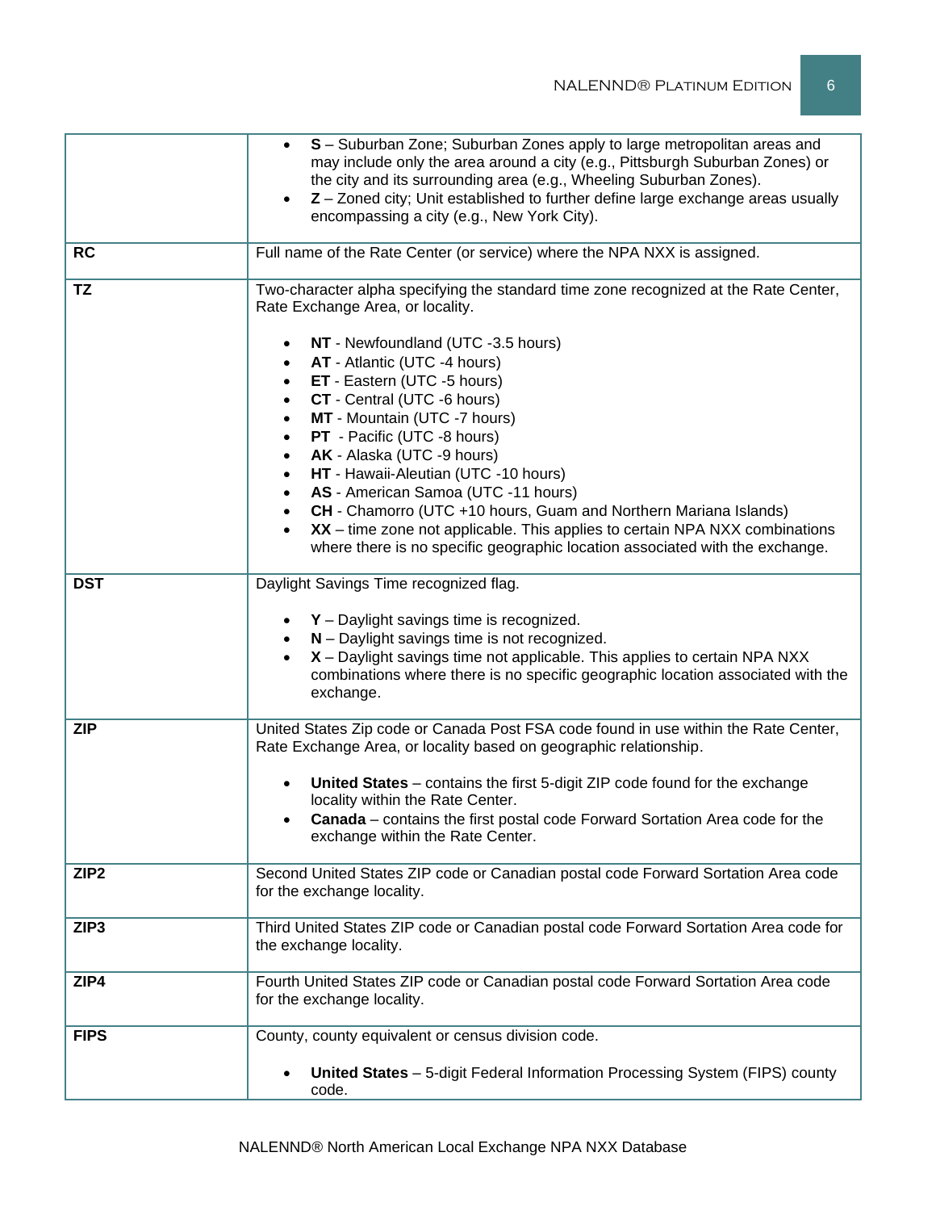| | |
|---|---|
| | • **S** – Suburban Zone; Suburban Zones apply to large metropolitan areas and may include only the area around a city (e.g., Pittsburgh Suburban Zones) or the city and its surrounding area (e.g., Wheeling Suburban Zones).<br>• **Z** – Zoned city; Unit established to further define large exchange areas usually encompassing a city (e.g., New York City). |
| **RC** | Full name of the Rate Center (or service) where the NPA NXX is assigned. |
| **TZ** | Two-character alpha specifying the standard time zone recognized at the Rate Center, Rate Exchange Area, or locality.<br><br>• **NT** - Newfoundland (UTC -3.5 hours)<br>• **AT** - Atlantic (UTC -4 hours)<br>• **ET** - Eastern (UTC -5 hours)<br>• **CT** - Central (UTC -6 hours)<br>• **MT** - Mountain (UTC -7 hours)<br>• **PT** - Pacific (UTC -8 hours)<br>• **AK** - Alaska (UTC -9 hours)<br>• **HT** - Hawaii-Aleutian (UTC -10 hours)<br>• **AS** - American Samoa (UTC -11 hours)<br>• **CH** - Chamorro (UTC +10 hours, Guam and Northern Mariana Islands)<br>• **XX** – time zone not applicable. This applies to certain NPA NXX combinations where there is no specific geographic location associated with the exchange. |
| **DST** | Daylight Savings Time recognized flag.<br><br>• **Y** – Daylight savings time is recognized.<br>• **N** – Daylight savings time is not recognized.<br>• **X** – Daylight savings time not applicable. This applies to certain NPA NXX combinations where there is no specific geographic location associated with the exchange. |
| **ZIP** | United States Zip code or Canada Post FSA code found in use within the Rate Center, Rate Exchange Area, or locality based on geographic relationship.<br><br>• **United States** – contains the first 5-digit ZIP code found for the exchange locality within the Rate Center.<br>• **Canada** – contains the first postal code Forward Sortation Area code for the exchange within the Rate Center. |
| **ZIP2** | Second United States ZIP code or Canadian postal code Forward Sortation Area code for the exchange locality. |
| **ZIP3** | Third United States ZIP code or Canadian postal code Forward Sortation Area code for the exchange locality. |
| **ZIP4** | Fourth United States ZIP code or Canadian postal code Forward Sortation Area code for the exchange locality. |
| **FIPS** | County, county equivalent or census division code.<br><br>• **United States** – 5-digit Federal Information Processing System (FIPS) county code. |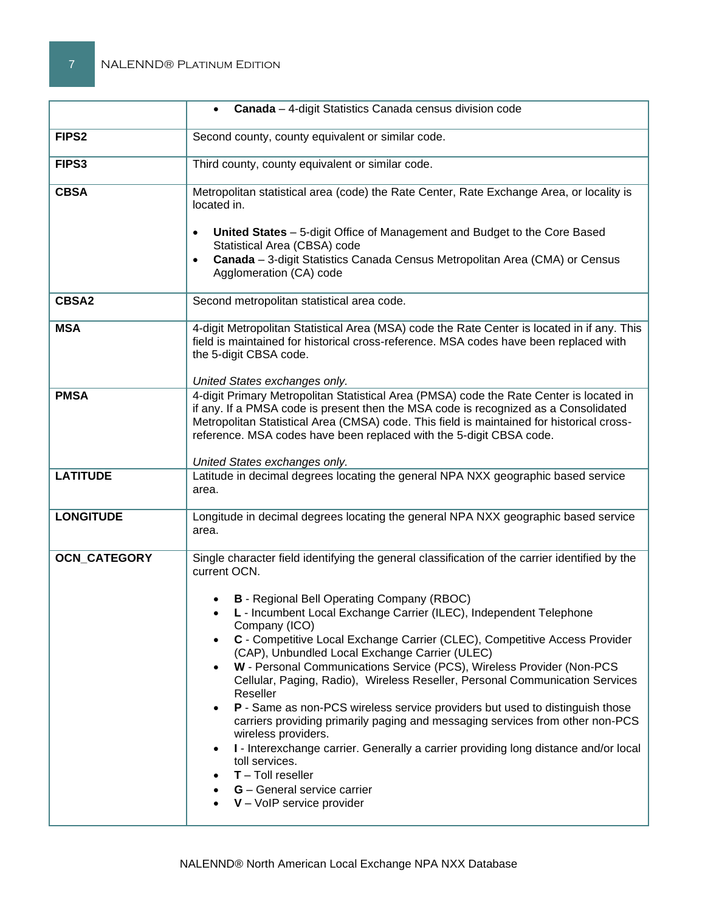| | |
|---|---|
| | • **Canada** – 4-digit Statistics Canada census division code |
| **FIPS2** | Second county, county equivalent or similar code. |
| **FIPS3** | Third county, county equivalent or similar code. |
| **CBSA** | Metropolitan statistical area (code) the Rate Center, Rate Exchange Area, or locality is located in.<br><br>• **United States** – 5-digit Office of Management and Budget to the Core Based Statistical Area (CBSA) code<br>• **Canada** – 3-digit Statistics Canada Census Metropolitan Area (CMA) or Census Agglomeration (CA) code |
| **CBSA2** | Second metropolitan statistical area code. |
| **MSA** | 4-digit Metropolitan Statistical Area (MSA) code the Rate Center is located in if any. This field is maintained for historical cross-reference. MSA codes have been replaced with the 5-digit CBSA code.<br><br>*United States exchanges only.* |
| **PMSA** | 4-digit Primary Metropolitan Statistical Area (PMSA) code the Rate Center is located in if any. If a PMSA code is present then the MSA code is recognized as a Consolidated Metropolitan Statistical Area (CMSA) code. This field is maintained for historical cross-reference. MSA codes have been replaced with the 5-digit CBSA code.<br><br>*United States exchanges only.* |
| **LATITUDE** | Latitude in decimal degrees locating the general NPA NXX geographic based service area. |
| **LONGITUDE** | Longitude in decimal degrees locating the general NPA NXX geographic based service area. |
| **OCN_CATEGORY** | Single character field identifying the general classification of the carrier identified by the current OCN.<br><br>• **B** - Regional Bell Operating Company (RBOC)<br>• **L** - Incumbent Local Exchange Carrier (ILEC), Independent Telephone Company (ICO)<br>• **C** - Competitive Local Exchange Carrier (CLEC), Competitive Access Provider (CAP), Unbundled Local Exchange Carrier (ULEC)<br>• **W** - Personal Communications Service (PCS), Wireless Provider (Non-PCS Cellular, Paging, Radio), Wireless Reseller, Personal Communication Services Reseller<br>• **P** - Same as non-PCS wireless service providers but used to distinguish those carriers providing primarily paging and messaging services from other non-PCS wireless providers.<br>• **I** - Interexchange carrier. Generally a carrier providing long distance and/or local toll services.<br>• **T** – Toll reseller<br>• **G** – General service carrier<br>• **V** – VoIP service provider |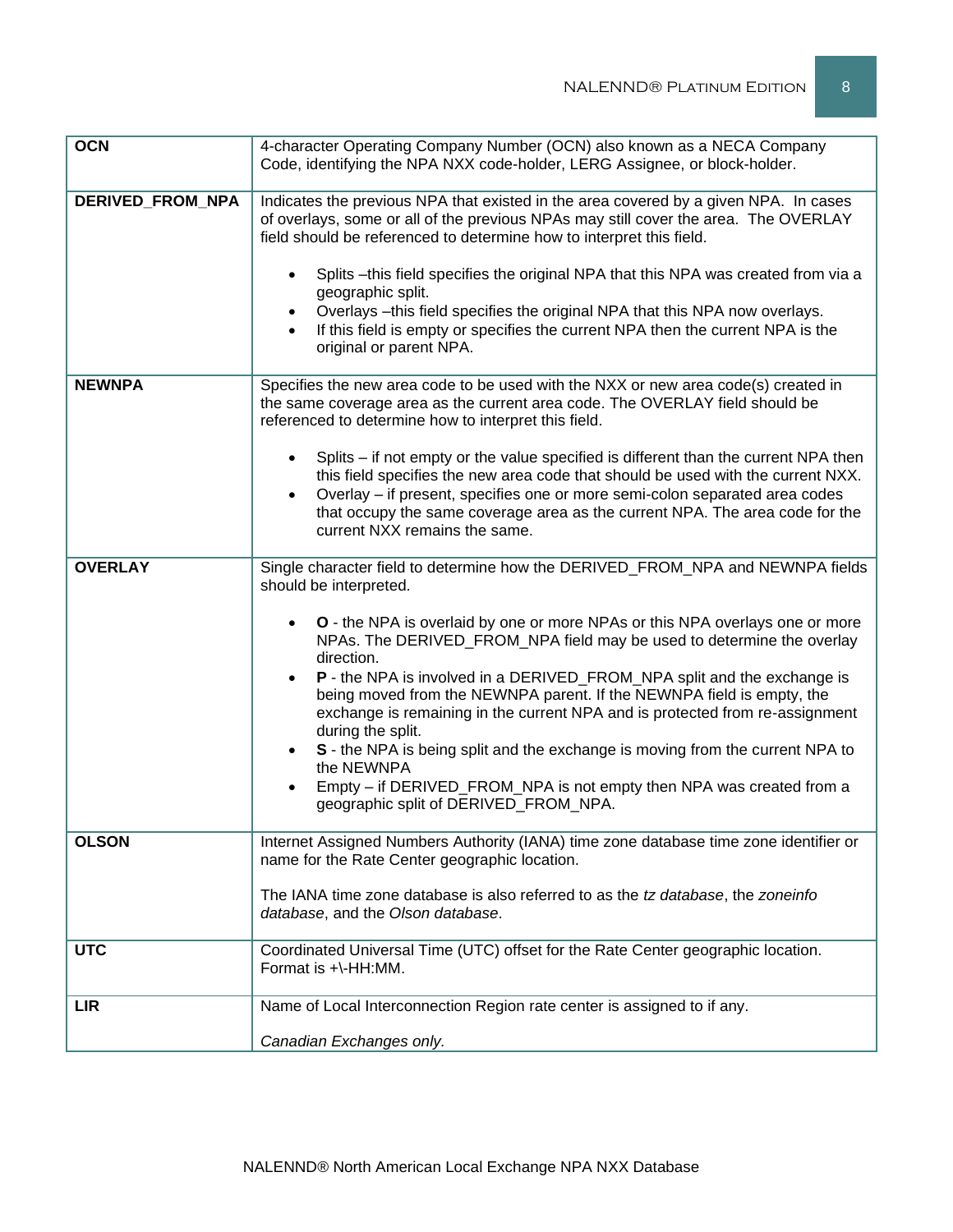| | |
|---|---|
| **OCN** | 4-character Operating Company Number (OCN) also known as a NECA Company Code, identifying the NPA NXX code-holder, LERG Assignee, or block-holder. |
| **DERIVED_FROM_NPA** | Indicates the previous NPA that existed in the area covered by a given NPA. In cases of overlays, some or all of the previous NPAs may still cover the area. The OVERLAY field should be referenced to determine how to interpret this field.<br><br>• Splits –this field specifies the original NPA that this NPA was created from via a geographic split.<br>• Overlays –this field specifies the original NPA that this NPA now overlays.<br>• If this field is empty or specifies the current NPA then the current NPA is the original or parent NPA. |
| **NEWNPA** | Specifies the new area code to be used with the NXX or new area code(s) created in the same coverage area as the current area code. The OVERLAY field should be referenced to determine how to interpret this field.<br><br>• Splits – if not empty or the value specified is different than the current NPA then this field specifies the new area code that should be used with the current NXX.<br>• Overlay – if present, specifies one or more semi-colon separated area codes that occupy the same coverage area as the current NPA. The area code for the current NXX remains the same. |
| **OVERLAY** | Single character field to determine how the DERIVED_FROM_NPA and NEWNPA fields should be interpreted.<br><br>• **O** - the NPA is overlaid by one or more NPAs or this NPA overlays one or more NPAs. The DERIVED_FROM_NPA field may be used to determine the overlay direction.<br>• **P** - the NPA is involved in a DERIVED_FROM_NPA split and the exchange is being moved from the NEWNPA parent. If the NEWNPA field is empty, the exchange is remaining in the current NPA and is protected from re-assignment during the split.<br>• **S** - the NPA is being split and the exchange is moving from the current NPA to the NEWNPA<br>• Empty – if DERIVED_FROM_NPA is not empty then NPA was created from a geographic split of DERIVED_FROM_NPA. |
| **OLSON** | Internet Assigned Numbers Authority (IANA) time zone database time zone identifier or name for the Rate Center geographic location.<br><br>The IANA time zone database is also referred to as the *tz database*, the *zoneinfo database*, and the *Olson database*. |
| **UTC** | Coordinated Universal Time (UTC) offset for the Rate Center geographic location. Format is +\-HH:MM. |
| **LIR** | Name of Local Interconnection Region rate center is assigned to if any.<br><br>*Canadian Exchanges only.* |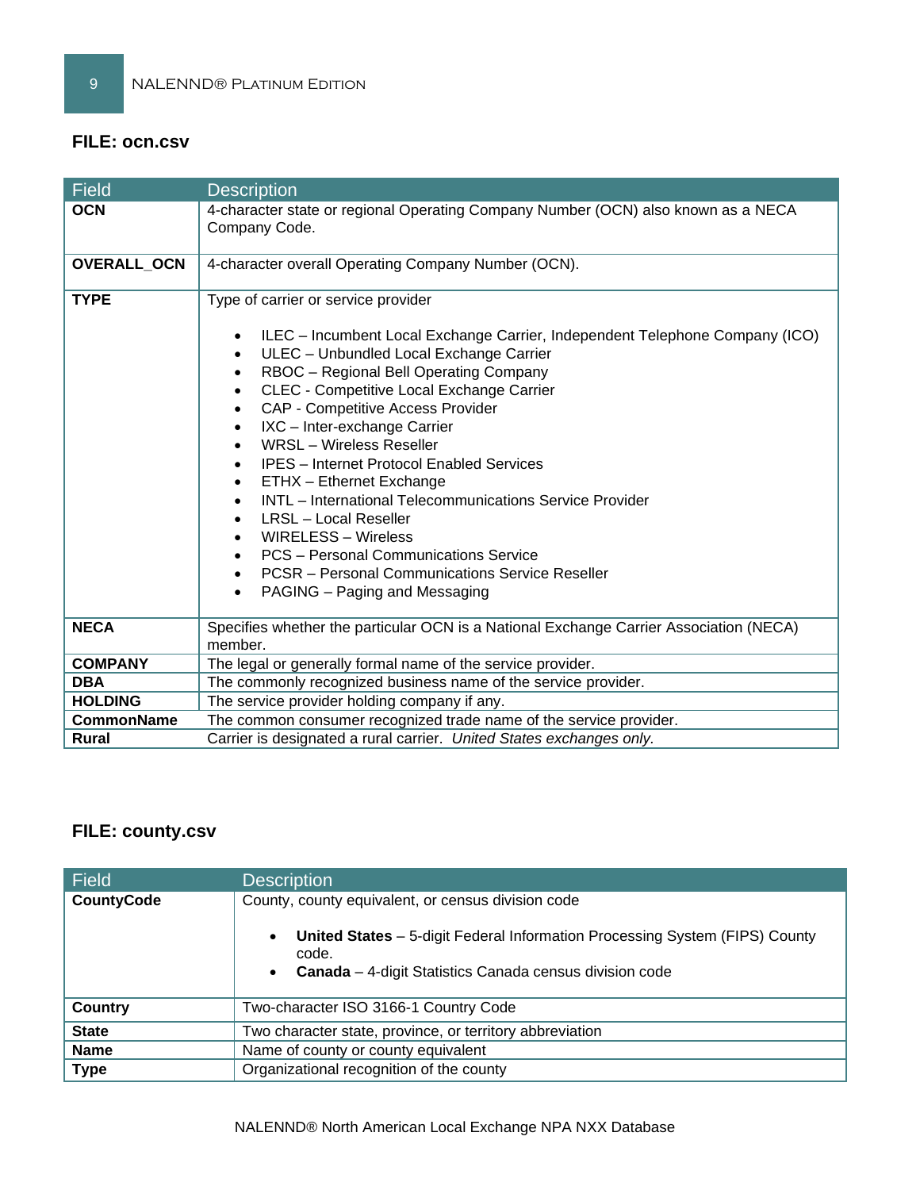## FILE: ocn.csv

| Field | Description |
|---|---|
| **OCN** | 4-character state or regional Operating Company Number (OCN) also known as a NECA Company Code. |
| **OVERALL_OCN** | 4-character overall Operating Company Number (OCN). |
| **TYPE** | Type of carrier or service provider<br><br>• ILEC – Incumbent Local Exchange Carrier, Independent Telephone Company (ICO)<br>• ULEC – Unbundled Local Exchange Carrier<br>• RBOC – Regional Bell Operating Company<br>• CLEC - Competitive Local Exchange Carrier<br>• CAP - Competitive Access Provider<br>• IXC – Inter-exchange Carrier<br>• WRSL – Wireless Reseller<br>• IPES – Internet Protocol Enabled Services<br>• ETHX – Ethernet Exchange<br>• INTL – International Telecommunications Service Provider<br>• LRSL – Local Reseller<br>• WIRELESS – Wireless<br>• PCS – Personal Communications Service<br>• PCSR – Personal Communications Service Reseller<br>• PAGING – Paging and Messaging |
| **NECA** | Specifies whether the particular OCN is a National Exchange Carrier Association (NECA) member. |
| **COMPANY** | The legal or generally formal name of the service provider. |
| **DBA** | The commonly recognized business name of the service provider. |
| **HOLDING** | The service provider holding company if any. |
| **CommonName** | The common consumer recognized trade name of the service provider. |
| **Rural** | Carrier is designated a rural carrier. *United States exchanges only.* |

## FILE: county.csv

| Field | Description |
|---|---|
| **CountyCode** | County, county equivalent, or census division code<br><br>• **United States** – 5-digit Federal Information Processing System (FIPS) County code.<br>• **Canada** – 4-digit Statistics Canada census division code |
| **Country** | Two-character ISO 3166-1 Country Code |
| **State** | Two character state, province, or territory abbreviation |
| **Name** | Name of county or county equivalent |
| **Type** | Organizational recognition of the county |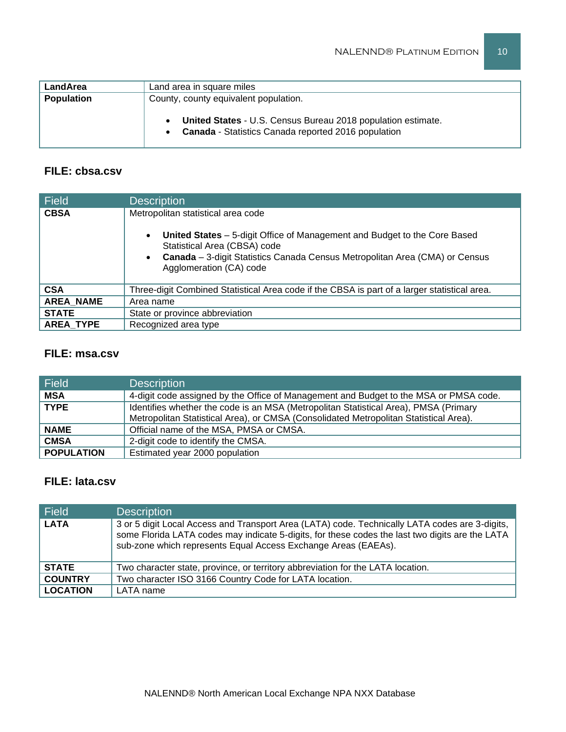| | |
|---|---|
| **LandArea** | Land area in square miles |
| **Population** | County, county equivalent population.<br><br>• **United States** - U.S. Census Bureau 2018 population estimate.<br>• **Canada** - Statistics Canada reported 2016 population |

### FILE: cbsa.csv

| Field | Description |
|---|---|
| **CBSA** | Metropolitan statistical area code<br><br>• **United States** – 5-digit Office of Management and Budget to the Core Based Statistical Area (CBSA) code<br>• **Canada** – 3-digit Statistics Canada Census Metropolitan Area (CMA) or Census Agglomeration (CA) code |
| **CSA** | Three-digit Combined Statistical Area code if the CBSA is part of a larger statistical area. |
| **AREA_NAME** | Area name |
| **STATE** | State or province abbreviation |
| **AREA_TYPE** | Recognized area type |

### FILE: msa.csv

| Field | Description |
|---|---|
| **MSA** | 4-digit code assigned by the Office of Management and Budget to the MSA or PMSA code. |
| **TYPE** | Identifies whether the code is an MSA (Metropolitan Statistical Area), PMSA (Primary Metropolitan Statistical Area), or CMSA (Consolidated Metropolitan Statistical Area). |
| **NAME** | Official name of the MSA, PMSA or CMSA. |
| **CMSA** | 2-digit code to identify the CMSA. |
| **POPULATION** | Estimated year 2000 population |

### FILE: lata.csv

| Field | Description |
|---|---|
| **LATA** | 3 or 5 digit Local Access and Transport Area (LATA) code. Technically LATA codes are 3-digits, some Florida LATA codes may indicate 5-digits, for these codes the last two digits are the LATA sub-zone which represents Equal Access Exchange Areas (EAEAs). |
| **STATE** | Two character state, province, or territory abbreviation for the LATA location. |
| **COUNTRY** | Two character ISO 3166 Country Code for LATA location. |
| **LOCATION** | LATA name |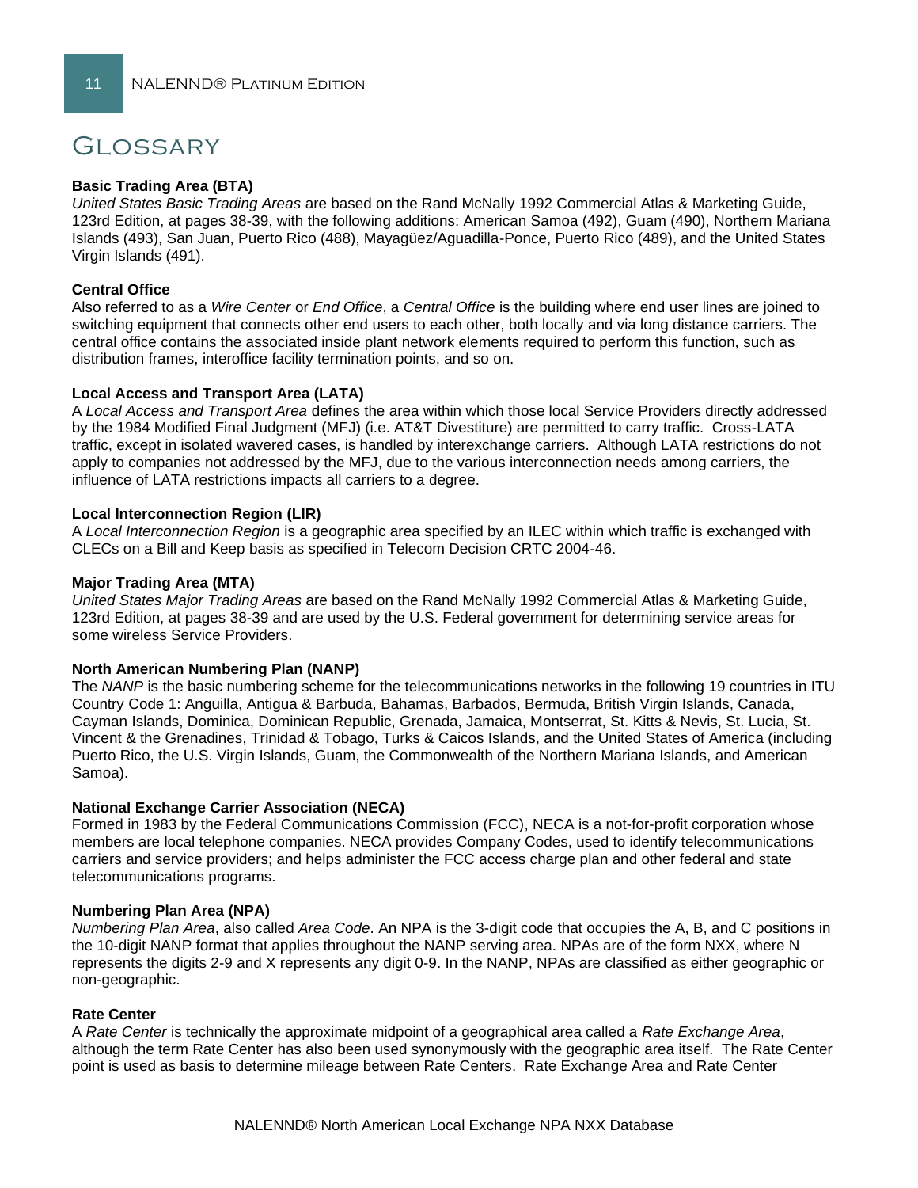# Glossary

**Basic Trading Area (BTA)**
*United States Basic Trading Areas* are based on the Rand McNally 1992 Commercial Atlas & Marketing Guide, 123rd Edition, at pages 38-39, with the following additions: American Samoa (492), Guam (490), Northern Mariana Islands (493), San Juan, Puerto Rico (488), Mayagüez/Aguadilla-Ponce, Puerto Rico (489), and the United States Virgin Islands (491).

**Central Office**
Also referred to as a *Wire Center* or *End Office*, a *Central Office* is the building where end user lines are joined to switching equipment that connects other end users to each other, both locally and via long distance carriers. The central office contains the associated inside plant network elements required to perform this function, such as distribution frames, interoffice facility termination points, and so on.

**Local Access and Transport Area (LATA)**
A *Local Access and Transport Area* defines the area within which those local Service Providers directly addressed by the 1984 Modified Final Judgment (MFJ) (i.e. AT&T Divestiture) are permitted to carry traffic. Cross-LATA traffic, except in isolated wavered cases, is handled by interexchange carriers. Although LATA restrictions do not apply to companies not addressed by the MFJ, due to the various interconnection needs among carriers, the influence of LATA restrictions impacts all carriers to a degree.

**Local Interconnection Region (LIR)**
A *Local Interconnection Region* is a geographic area specified by an ILEC within which traffic is exchanged with CLECs on a Bill and Keep basis as specified in Telecom Decision CRTC 2004-46.

**Major Trading Area (MTA)**
*United States Major Trading Areas* are based on the Rand McNally 1992 Commercial Atlas & Marketing Guide, 123rd Edition, at pages 38-39 and are used by the U.S. Federal government for determining service areas for some wireless Service Providers.

**North American Numbering Plan (NANP)**
The *NANP* is the basic numbering scheme for the telecommunications networks in the following 19 countries in ITU Country Code 1: Anguilla, Antigua & Barbuda, Bahamas, Barbados, Bermuda, British Virgin Islands, Canada, Cayman Islands, Dominica, Dominican Republic, Grenada, Jamaica, Montserrat, St. Kitts & Nevis, St. Lucia, St. Vincent & the Grenadines, Trinidad & Tobago, Turks & Caicos Islands, and the United States of America (including Puerto Rico, the U.S. Virgin Islands, Guam, the Commonwealth of the Northern Mariana Islands, and American Samoa).

**National Exchange Carrier Association (NECA)**
Formed in 1983 by the Federal Communications Commission (FCC), NECA is a not-for-profit corporation whose members are local telephone companies. NECA provides Company Codes, used to identify telecommunications carriers and service providers; and helps administer the FCC access charge plan and other federal and state telecommunications programs.

**Numbering Plan Area (NPA)**
*Numbering Plan Area*, also called *Area Code*. An NPA is the 3-digit code that occupies the A, B, and C positions in the 10-digit NANP format that applies throughout the NANP serving area. NPAs are of the form NXX, where N represents the digits 2-9 and X represents any digit 0-9. In the NANP, NPAs are classified as either geographic or non-geographic.

**Rate Center**
A *Rate Center* is technically the approximate midpoint of a geographical area called a *Rate Exchange Area*, although the term Rate Center has also been used synonymously with the geographic area itself. The Rate Center point is used as basis to determine mileage between Rate Centers. Rate Exchange Area and Rate Center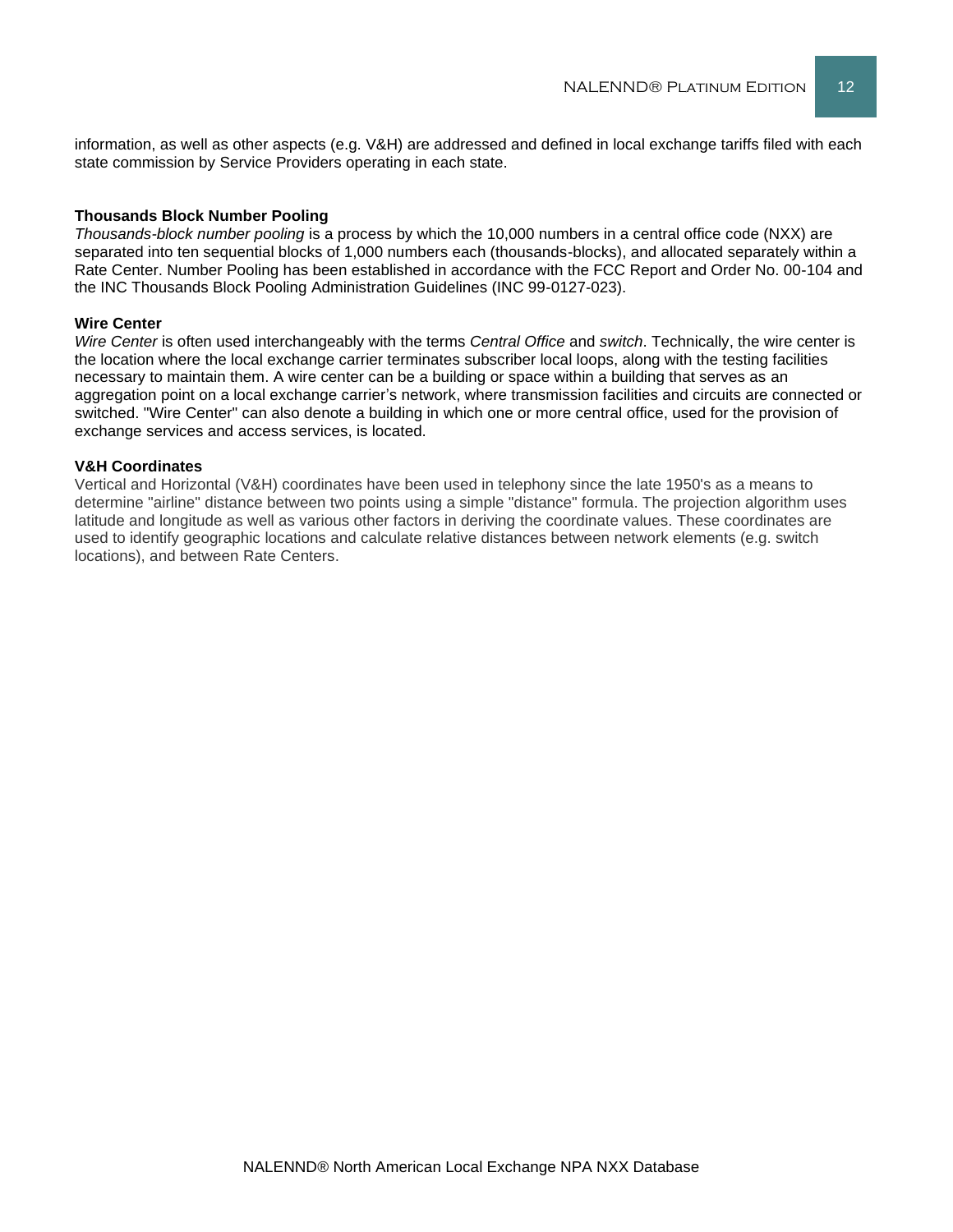information, as well as other aspects (e.g. V&H) are addressed and defined in local exchange tariffs filed with each state commission by Service Providers operating in each state.

**Thousands Block Number Pooling**

*Thousands-block number pooling* is a process by which the 10,000 numbers in a central office code (NXX) are separated into ten sequential blocks of 1,000 numbers each (thousands-blocks), and allocated separately within a Rate Center. Number Pooling has been established in accordance with the FCC Report and Order No. 00-104 and the INC Thousands Block Pooling Administration Guidelines (INC 99-0127-023).

**Wire Center**

*Wire Center* is often used interchangeably with the terms *Central Office* and *switch*. Technically, the wire center is the location where the local exchange carrier terminates subscriber local loops, along with the testing facilities necessary to maintain them. A wire center can be a building or space within a building that serves as an aggregation point on a local exchange carrier's network, where transmission facilities and circuits are connected or switched. "Wire Center" can also denote a building in which one or more central office, used for the provision of exchange services and access services, is located.

**V&H Coordinates**

Vertical and Horizontal (V&H) coordinates have been used in telephony since the late 1950's as a means to determine "airline" distance between two points using a simple "distance" formula. The projection algorithm uses latitude and longitude as well as various other factors in deriving the coordinate values. These coordinates are used to identify geographic locations and calculate relative distances between network elements (e.g. switch locations), and between Rate Centers.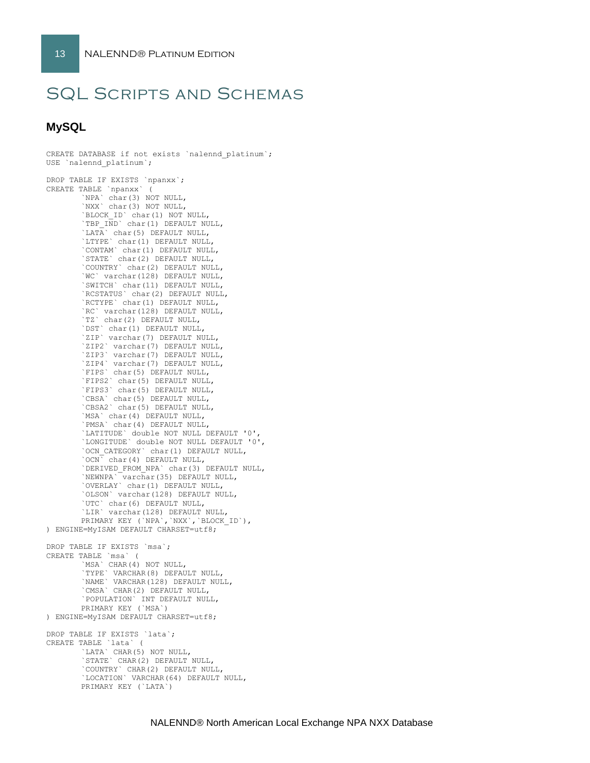# SQL Scripts and Schemas

## MySQL

```
CREATE DATABASE if not exists `nalennd_platinum`;
USE `nalennd_platinum`;

DROP TABLE IF EXISTS `npanxx`;
CREATE TABLE `npanxx` (
        `NPA` char(3) NOT NULL,
        `NXX` char(3) NOT NULL,
        `BLOCK_ID` char(1) NOT NULL,
        `TBP_IND` char(1) DEFAULT NULL,
        `LATA` char(5) DEFAULT NULL,
        `LTYPE` char(1) DEFAULT NULL,
        `CONTAM` char(1) DEFAULT NULL,
        `STATE` char(2) DEFAULT NULL,
        `COUNTRY` char(2) DEFAULT NULL,
        `WC` varchar(128) DEFAULT NULL,
        `SWITCH` char(11) DEFAULT NULL,
        `RCSTATUS` char(2) DEFAULT NULL,
        `RCTYPE` char(1) DEFAULT NULL,
        `RC` varchar(128) DEFAULT NULL,
        `TZ` char(2) DEFAULT NULL,
        `DST` char(1) DEFAULT NULL,
        `ZIP` varchar(7) DEFAULT NULL,
        `ZIP2` varchar(7) DEFAULT NULL,
        `ZIP3` varchar(7) DEFAULT NULL,
        `ZIP4` varchar(7) DEFAULT NULL,
        `FIPS` char(5) DEFAULT NULL,
        `FIPS2` char(5) DEFAULT NULL,
        `FIPS3` char(5) DEFAULT NULL,
        `CBSA` char(5) DEFAULT NULL,
        `CBSA2` char(5) DEFAULT NULL,
        `MSA` char(4) DEFAULT NULL,
        `PMSA` char(4) DEFAULT NULL,
        `LATITUDE` double NOT NULL DEFAULT '0',
        `LONGITUDE` double NOT NULL DEFAULT '0',
        `OCN_CATEGORY` char(1) DEFAULT NULL,
        `OCN` char(4) DEFAULT NULL,
        `DERIVED_FROM_NPA` char(3) DEFAULT NULL,
        `NEWNPA` varchar(35) DEFAULT NULL,
        `OVERLAY` char(1) DEFAULT NULL,
        `OLSON` varchar(128) DEFAULT NULL,
        `UTC` char(6) DEFAULT NULL,
        `LIR` varchar(128) DEFAULT NULL,
        PRIMARY KEY (`NPA`,`NXX`,`BLOCK_ID`),
) ENGINE=MyISAM DEFAULT CHARSET=utf8;

DROP TABLE IF EXISTS `msa`;
CREATE TABLE `msa` (
        `MSA` CHAR(4) NOT NULL,
        `TYPE` VARCHAR(8) DEFAULT NULL,
        `NAME` VARCHAR(128) DEFAULT NULL,
        `CMSA` CHAR(2) DEFAULT NULL,
        `POPULATION` INT DEFAULT NULL,
        PRIMARY KEY (`MSA`)
) ENGINE=MyISAM DEFAULT CHARSET=utf8;

DROP TABLE IF EXISTS `lata`;
CREATE TABLE `lata` (
        `LATA` CHAR(5) NOT NULL,
        `STATE` CHAR(2) DEFAULT NULL,
        `COUNTRY` CHAR(2) DEFAULT NULL,
        `LOCATION` VARCHAR(64) DEFAULT NULL,
        PRIMARY KEY (`LATA`)
```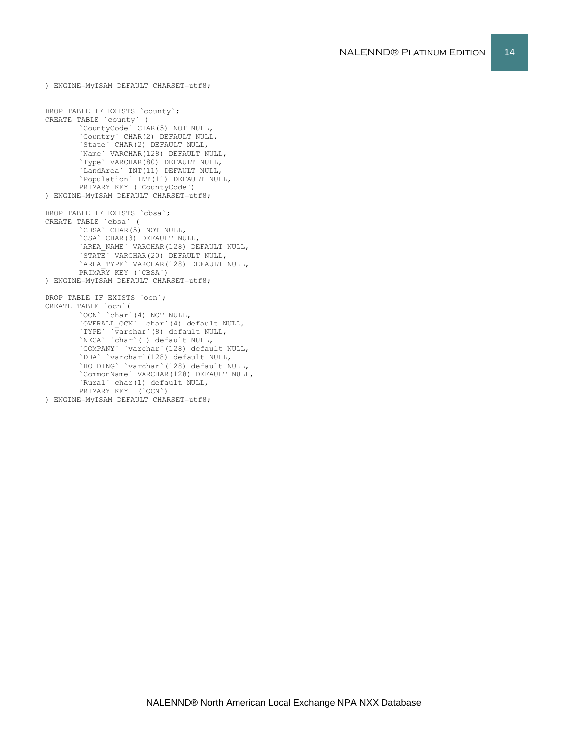```
) ENGINE=MyISAM DEFAULT CHARSET=utf8;


DROP TABLE IF EXISTS `county`;
CREATE TABLE `county` (
        `CountyCode` CHAR(5) NOT NULL,
        `Country` CHAR(2) DEFAULT NULL,
        `State` CHAR(2) DEFAULT NULL,
        `Name` VARCHAR(128) DEFAULT NULL,
        `Type` VARCHAR(80) DEFAULT NULL,
        `LandArea` INT(11) DEFAULT NULL,
        `Population` INT(11) DEFAULT NULL,
        PRIMARY KEY (`CountyCode`)
) ENGINE=MyISAM DEFAULT CHARSET=utf8;

DROP TABLE IF EXISTS `cbsa`;
CREATE TABLE `cbsa` (
        `CBSA` CHAR(5) NOT NULL,
        `CSA` CHAR(3) DEFAULT NULL,
        `AREA_NAME` VARCHAR(128) DEFAULT NULL,
        `STATE` VARCHAR(20) DEFAULT NULL,
        `AREA_TYPE` VARCHAR(128) DEFAULT NULL,
        PRIMARY KEY (`CBSA`)
) ENGINE=MyISAM DEFAULT CHARSET=utf8;

DROP TABLE IF EXISTS `ocn`;
CREATE TABLE `ocn`(
        `OCN` `char`(4) NOT NULL,
        `OVERALL_OCN` `char`(4) default NULL,
        `TYPE` `varchar`(8) default NULL,
        `NECA` `char`(1) default NULL,
        `COMPANY` `varchar`(128) default NULL,
        `DBA` `varchar`(128) default NULL,
        `HOLDING` `varchar`(128) default NULL,
        `CommonName` VARCHAR(128) DEFAULT NULL,
        `Rural` char(1) default NULL,
        PRIMARY KEY  (`OCN`)
) ENGINE=MyISAM DEFAULT CHARSET=utf8;
```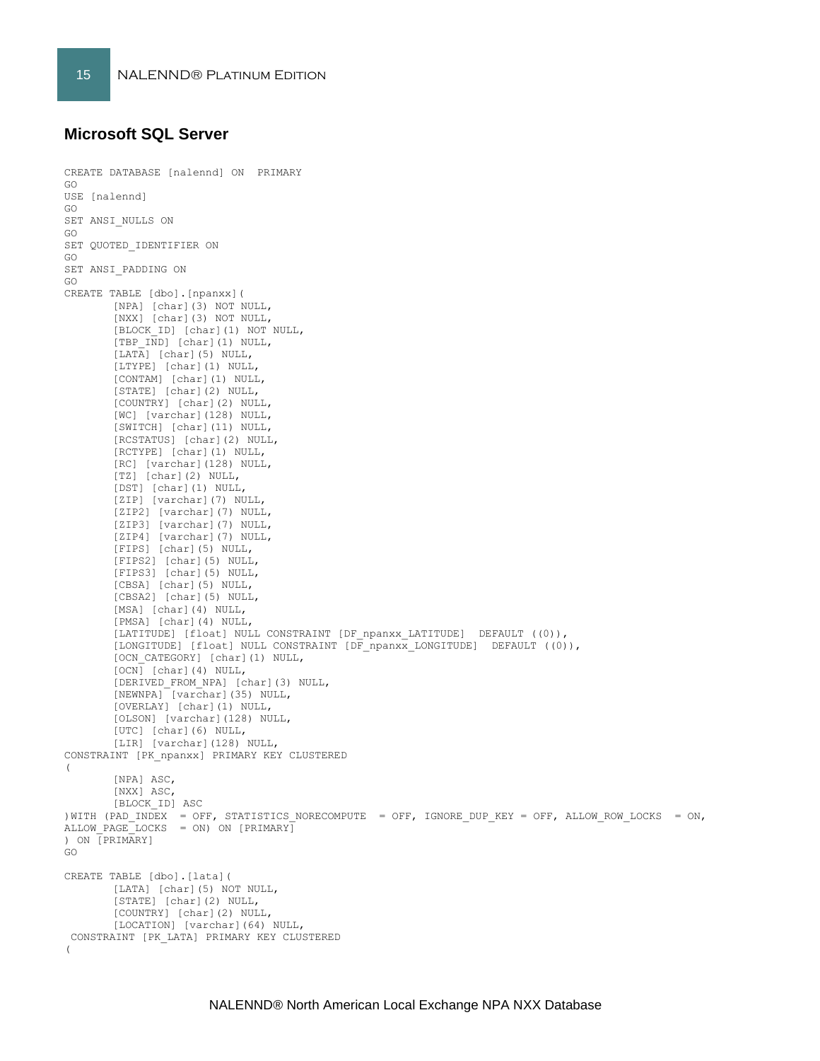## Microsoft SQL Server

```
CREATE DATABASE [nalennd] ON  PRIMARY
GO
USE [nalennd]
GO
SET ANSI_NULLS ON
GO
SET QUOTED_IDENTIFIER ON
GO
SET ANSI_PADDING ON
GO
CREATE TABLE [dbo].[npanxx](
        [NPA] [char](3) NOT NULL,
        [NXX] [char](3) NOT NULL,
        [BLOCK_ID] [char](1) NOT NULL,
        [TBP_IND] [char](1) NULL,
        [LATA] [char](5) NULL,
        [LTYPE] [char](1) NULL,
        [CONTAM] [char](1) NULL,
        [STATE] [char](2) NULL,
        [COUNTRY] [char](2) NULL,
        [WC] [varchar](128) NULL,
        [SWITCH] [char](11) NULL,
        [RCSTATUS] [char](2) NULL,
        [RCTYPE] [char](1) NULL,
        [RC] [varchar](128) NULL,
        [TZ] [char](2) NULL,
        [DST] [char](1) NULL,
        [ZIP] [varchar](7) NULL,
        [ZIP2] [varchar](7) NULL,
        [ZIP3] [varchar](7) NULL,
        [ZIP4] [varchar](7) NULL,
        [FIPS] [char](5) NULL,
        [FIPS2] [char](5) NULL,
        [FIPS3] [char](5) NULL,
        [CBSA] [char](5) NULL,
        [CBSA2] [char](5) NULL,
        [MSA] [char](4) NULL,
        [PMSA] [char](4) NULL,
        [LATITUDE] [float] NULL CONSTRAINT [DF_npanxx_LATITUDE]  DEFAULT ((0)),
        [LONGITUDE] [float] NULL CONSTRAINT [DF_npanxx_LONGITUDE]  DEFAULT ((0)),
        [OCN_CATEGORY] [char](1) NULL,
        [OCN] [char](4) NULL,
        [DERIVED_FROM_NPA] [char](3) NULL,
        [NEWNPA] [varchar](35) NULL,
        [OVERLAY] [char](1) NULL,
        [OLSON] [varchar](128) NULL,
        [UTC] [char](6) NULL,
        [LIR] [varchar](128) NULL,
CONSTRAINT [PK_npanxx] PRIMARY KEY CLUSTERED
(
        [NPA] ASC,
        [NXX] ASC,
        [BLOCK_ID] ASC
)WITH (PAD_INDEX  = OFF, STATISTICS_NORECOMPUTE  = OFF, IGNORE_DUP_KEY = OFF, ALLOW_ROW_LOCKS  = ON,
ALLOW_PAGE_LOCKS  = ON) ON [PRIMARY]
) ON [PRIMARY]
GO

CREATE TABLE [dbo].[lata](
        [LATA] [char](5) NOT NULL,
        [STATE] [char](2) NULL,
        [COUNTRY] [char](2) NULL,
        [LOCATION] [varchar](64) NULL,
 CONSTRAINT [PK_LATA] PRIMARY KEY CLUSTERED
(
```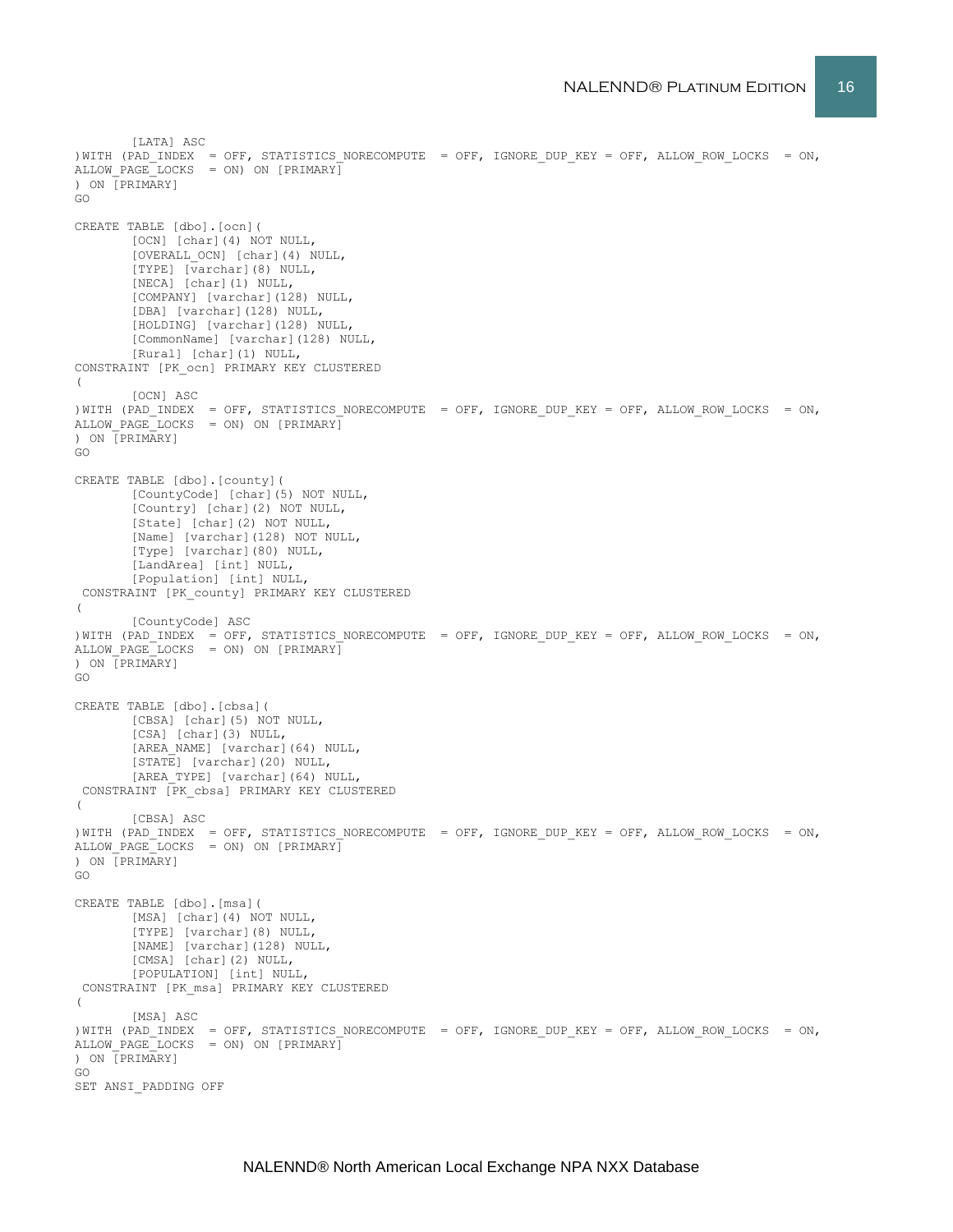```
        [LATA] ASC
)WITH (PAD_INDEX  = OFF, STATISTICS_NORECOMPUTE  = OFF, IGNORE_DUP_KEY = OFF, ALLOW_ROW_LOCKS  = ON,
ALLOW_PAGE_LOCKS  = ON) ON [PRIMARY]
) ON [PRIMARY]
GO

CREATE TABLE [dbo].[ocn](
        [OCN] [char](4) NOT NULL,
        [OVERALL_OCN] [char](4) NULL,
        [TYPE] [varchar](8) NULL,
        [NECA] [char](1) NULL,
        [COMPANY] [varchar](128) NULL,
        [DBA] [varchar](128) NULL,
        [HOLDING] [varchar](128) NULL,
        [CommonName] [varchar](128) NULL,
        [Rural] [char](1) NULL,
CONSTRAINT [PK_ocn] PRIMARY KEY CLUSTERED
(
        [OCN] ASC
)WITH (PAD_INDEX  = OFF, STATISTICS_NORECOMPUTE  = OFF, IGNORE_DUP_KEY = OFF, ALLOW_ROW_LOCKS  = ON,
ALLOW_PAGE_LOCKS  = ON) ON [PRIMARY]
) ON [PRIMARY]
GO

CREATE TABLE [dbo].[county](
        [CountyCode] [char](5) NOT NULL,
        [Country] [char](2) NOT NULL,
        [State] [char](2) NOT NULL,
        [Name] [varchar](128) NOT NULL,
        [Type] [varchar](80) NULL,
        [LandArea] [int] NULL,
        [Population] [int] NULL,
 CONSTRAINT [PK_county] PRIMARY KEY CLUSTERED
(
        [CountyCode] ASC
)WITH (PAD_INDEX  = OFF, STATISTICS_NORECOMPUTE  = OFF, IGNORE_DUP_KEY = OFF, ALLOW_ROW_LOCKS  = ON,
ALLOW_PAGE_LOCKS  = ON) ON [PRIMARY]
) ON [PRIMARY]
GO

CREATE TABLE [dbo].[cbsa](
        [CBSA] [char](5) NOT NULL,
        [CSA] [char](3) NULL,
        [AREA_NAME] [varchar](64) NULL,
        [STATE] [varchar](20) NULL,
        [AREA_TYPE] [varchar](64) NULL,
 CONSTRAINT [PK_cbsa] PRIMARY KEY CLUSTERED
(
        [CBSA] ASC
)WITH (PAD_INDEX  = OFF, STATISTICS_NORECOMPUTE  = OFF, IGNORE_DUP_KEY = OFF, ALLOW_ROW_LOCKS  = ON,
ALLOW_PAGE_LOCKS  = ON) ON [PRIMARY]
) ON [PRIMARY]
GO

CREATE TABLE [dbo].[msa](
        [MSA] [char](4) NOT NULL,
        [TYPE] [varchar](8) NULL,
        [NAME] [varchar](128) NULL,
        [CMSA] [char](2) NULL,
        [POPULATION] [int] NULL,
 CONSTRAINT [PK_msa] PRIMARY KEY CLUSTERED
(
        [MSA] ASC
)WITH (PAD_INDEX  = OFF, STATISTICS_NORECOMPUTE  = OFF, IGNORE_DUP_KEY = OFF, ALLOW_ROW_LOCKS  = ON,
ALLOW_PAGE_LOCKS  = ON) ON [PRIMARY]
) ON [PRIMARY]
GO
SET ANSI_PADDING OFF
```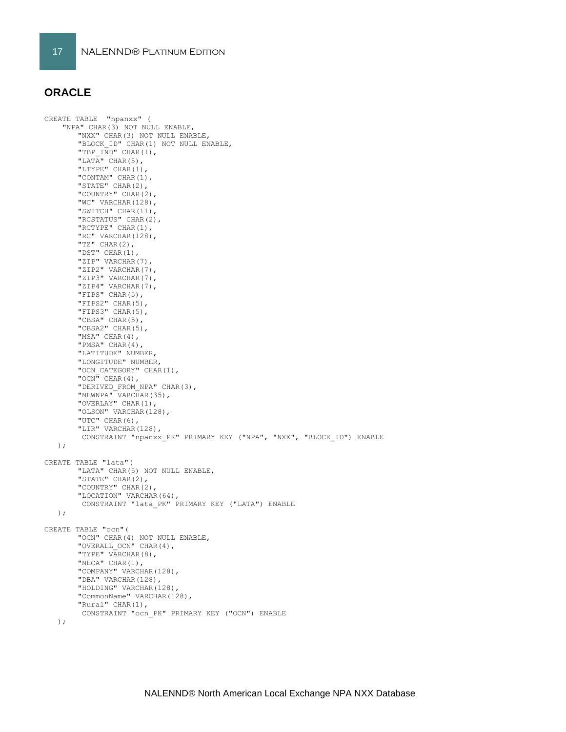## ORACLE

```
CREATE TABLE  "npanxx" (
    "NPA" CHAR(3) NOT NULL ENABLE,
        "NXX" CHAR(3) NOT NULL ENABLE,
        "BLOCK_ID" CHAR(1) NOT NULL ENABLE,
        "TBP_IND" CHAR(1),
        "LATA" CHAR(5),
        "LTYPE" CHAR(1),
        "CONTAM" CHAR(1),
        "STATE" CHAR(2),
        "COUNTRY" CHAR(2),
        "WC" VARCHAR(128),
        "SWITCH" CHAR(11),
        "RCSTATUS" CHAR(2),
        "RCTYPE" CHAR(1),
        "RC" VARCHAR(128),
        "TZ" CHAR(2),
        "DST" CHAR(1),
        "ZIP" VARCHAR(7),
        "ZIP2" VARCHAR(7),
        "ZIP3" VARCHAR(7),
        "ZIP4" VARCHAR(7),
        "FIPS" CHAR(5),
        "FIPS2" CHAR(5),
        "FIPS3" CHAR(5),
        "CBSA" CHAR(5),
        "CBSA2" CHAR(5),
        "MSA" CHAR(4),
        "PMSA" CHAR(4),
        "LATITUDE" NUMBER,
        "LONGITUDE" NUMBER,
        "OCN_CATEGORY" CHAR(1),
        "OCN" CHAR(4),
        "DERIVED_FROM_NPA" CHAR(3),
        "NEWNPA" VARCHAR(35),
        "OVERLAY" CHAR(1),
        "OLSON" VARCHAR(128),
        "UTC" CHAR(6),
        "LIR" VARCHAR(128),
         CONSTRAINT "npanxx_PK" PRIMARY KEY ("NPA", "NXX", "BLOCK_ID") ENABLE
   );

CREATE TABLE "lata"(
        "LATA" CHAR(5) NOT NULL ENABLE,
        "STATE" CHAR(2),
        "COUNTRY" CHAR(2),
        "LOCATION" VARCHAR(64),
         CONSTRAINT "lata_PK" PRIMARY KEY ("LATA") ENABLE
   );

CREATE TABLE "ocn"(
        "OCN" CHAR(4) NOT NULL ENABLE,
        "OVERALL_OCN" CHAR(4),
        "TYPE" VARCHAR(8),
        "NECA" CHAR(1),
        "COMPANY" VARCHAR(128),
        "DBA" VARCHAR(128),
        "HOLDING" VARCHAR(128),
        "CommonName" VARCHAR(128),
        "Rural" CHAR(1),
         CONSTRAINT "ocn_PK" PRIMARY KEY ("OCN") ENABLE
   );
```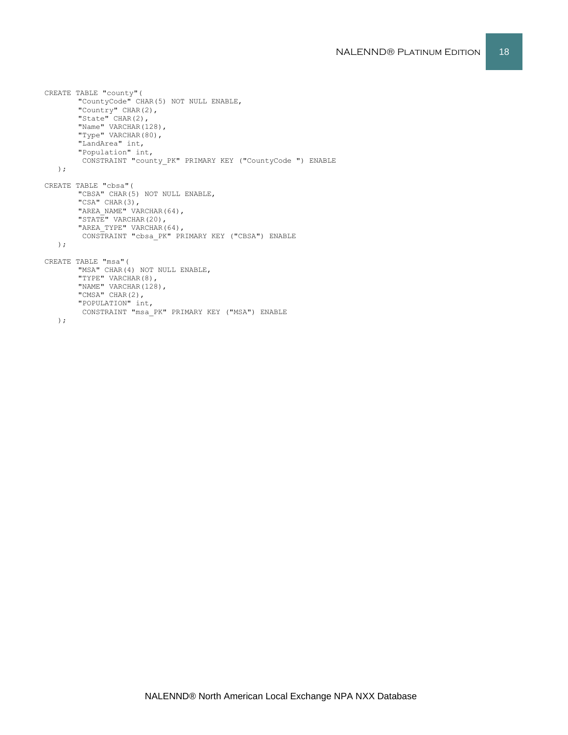```
CREATE TABLE "county"(
        "CountyCode" CHAR(5) NOT NULL ENABLE,
        "Country" CHAR(2),
        "State" CHAR(2),
        "Name" VARCHAR(128),
        "Type" VARCHAR(80),
        "LandArea" int,
        "Population" int,
         CONSTRAINT "county_PK" PRIMARY KEY ("CountyCode ") ENABLE
   );

CREATE TABLE "cbsa"(
        "CBSA" CHAR(5) NOT NULL ENABLE,
        "CSA" CHAR(3),
        "AREA_NAME" VARCHAR(64),
        "STATE" VARCHAR(20),
        "AREA_TYPE" VARCHAR(64),
         CONSTRAINT "cbsa_PK" PRIMARY KEY ("CBSA") ENABLE
   );

CREATE TABLE "msa"(
        "MSA" CHAR(4) NOT NULL ENABLE,
        "TYPE" VARCHAR(8),
        "NAME" VARCHAR(128),
        "CMSA" CHAR(2),
        "POPULATION" int,
         CONSTRAINT "msa_PK" PRIMARY KEY ("MSA") ENABLE
   );
```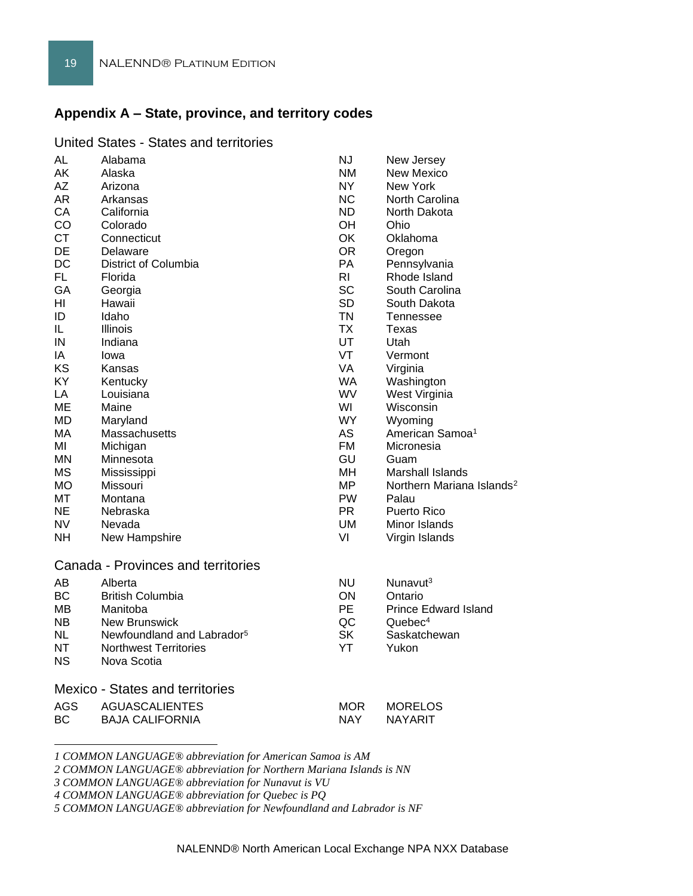## Appendix A – State, province, and territory codes

### United States - States and territories

| Code | Name |
|---|---|
| AL | Alabama |
| AK | Alaska |
| AZ | Arizona |
| AR | Arkansas |
| CA | California |
| CO | Colorado |
| CT | Connecticut |
| DE | Delaware |
| DC | District of Columbia |
| FL | Florida |
| GA | Georgia |
| HI | Hawaii |
| ID | Idaho |
| IL | Illinois |
| IN | Indiana |
| IA | Iowa |
| KS | Kansas |
| KY | Kentucky |
| LA | Louisiana |
| ME | Maine |
| MD | Maryland |
| MA | Massachusetts |
| MI | Michigan |
| MN | Minnesota |
| MS | Mississippi |
| MO | Missouri |
| MT | Montana |
| NE | Nebraska |
| NV | Nevada |
| NH | New Hampshire |
| NJ | New Jersey |
| NM | New Mexico |
| NY | New York |
| NC | North Carolina |
| ND | North Dakota |
| OH | Ohio |
| OK | Oklahoma |
| OR | Oregon |
| PA | Pennsylvania |
| RI | Rhode Island |
| SC | South Carolina |
| SD | South Dakota |
| TN | Tennessee |
| TX | Texas |
| UT | Utah |
| VT | Vermont |
| VA | Virginia |
| WA | Washington |
| WV | West Virginia |
| WI | Wisconsin |
| WY | Wyoming |
| AS | American Samoa[1] |
| FM | Micronesia |
| GU | Guam |
| MH | Marshall Islands |
| MP | Northern Mariana Islands[2] |
| PW | Palau |
| PR | Puerto Rico |
| UM | Minor Islands |
| VI | Virgin Islands |

### Canada - Provinces and territories

| Code | Name |
|---|---|
| AB | Alberta |
| BC | British Columbia |
| MB | Manitoba |
| NB | New Brunswick |
| NL | Newfoundland and Labrador[5] |
| NT | Northwest Territories |
| NS | Nova Scotia |
| NU | Nunavut[3] |
| ON | Ontario |
| PE | Prince Edward Island |
| QC | Quebec[4] |
| SK | Saskatchewan |
| YT | Yukon |

### Mexico - States and territories

| Code | Name |
|---|---|
| AGS | AGUASCALIENTES |
| BC | BAJA CALIFORNIA |
| MOR | MORELOS |
| NAY | NAYARIT |

---

*1 COMMON LANGUAGE® abbreviation for American Samoa is AM*

*2 COMMON LANGUAGE® abbreviation for Northern Mariana Islands is NN*

*3 COMMON LANGUAGE® abbreviation for Nunavut is VU*

*4 COMMON LANGUAGE® abbreviation for Quebec is PQ*

*5 COMMON LANGUAGE® abbreviation for Newfoundland and Labrador is NF*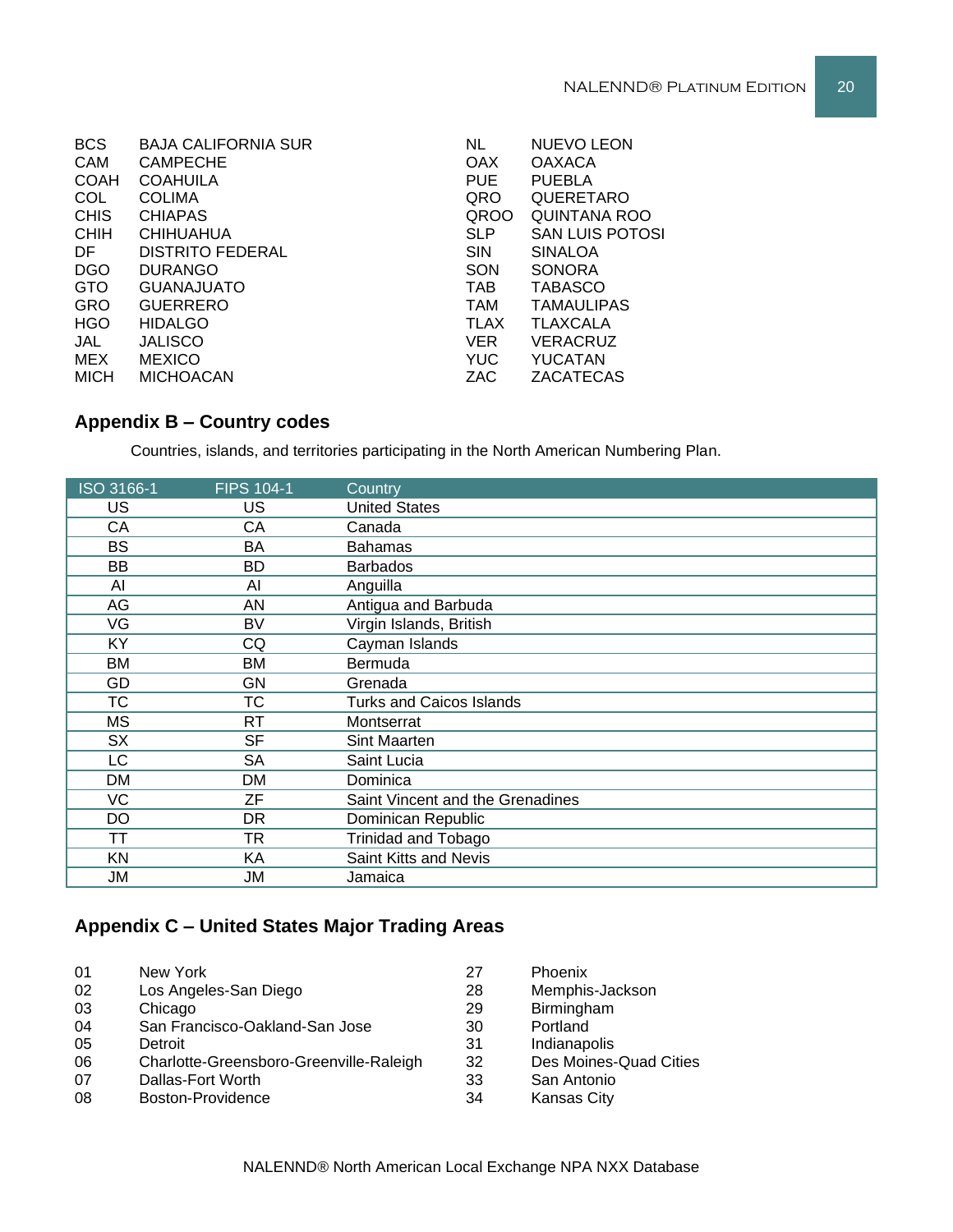BCS BAJA CALIFORNIA SUR
CAM CAMPECHE
COAH COAHUILA
COL COLIMA
CHIS CHIAPAS
CHIH CHIHUAHUA
DF DISTRITO FEDERAL
DGO DURANGO
GTO GUANAJUATO
GRO GUERRERO
HGO HIDALGO
JAL JALISCO
MEX MEXICO
MICH MICHOACAN
NL NUEVO LEON
OAX OAXACA
PUE PUEBLA
QRO QUERETARO
QROO QUINTANA ROO
SLP SAN LUIS POTOSI
SIN SINALOA
SON SONORA
TAB TABASCO
TAM TAMAULIPAS
TLAX TLAXCALA
VER VERACRUZ
YUC YUCATAN
ZAC ZACATECAS

## Appendix B – Country codes

Countries, islands, and territories participating in the North American Numbering Plan.

| ISO 3166-1 | FIPS 104-1 | Country |
|---|---|---|
| US | US | United States |
| CA | CA | Canada |
| BS | BA | Bahamas |
| BB | BD | Barbados |
| AI | AI | Anguilla |
| AG | AN | Antigua and Barbuda |
| VG | BV | Virgin Islands, British |
| KY | CQ | Cayman Islands |
| BM | BM | Bermuda |
| GD | GN | Grenada |
| TC | TC | Turks and Caicos Islands |
| MS | RT | Montserrat |
| SX | SF | Sint Maarten |
| LC | SA | Saint Lucia |
| DM | DM | Dominica |
| VC | ZF | Saint Vincent and the Grenadines |
| DO | DR | Dominican Republic |
| TT | TR | Trinidad and Tobago |
| KN | KA | Saint Kitts and Nevis |
| JM | JM | Jamaica |

## Appendix C – United States Major Trading Areas

01 New York
02 Los Angeles-San Diego
03 Chicago
04 San Francisco-Oakland-San Jose
05 Detroit
06 Charlotte-Greensboro-Greenville-Raleigh
07 Dallas-Fort Worth
08 Boston-Providence
27 Phoenix
28 Memphis-Jackson
29 Birmingham
30 Portland
31 Indianapolis
32 Des Moines-Quad Cities
33 San Antonio
34 Kansas City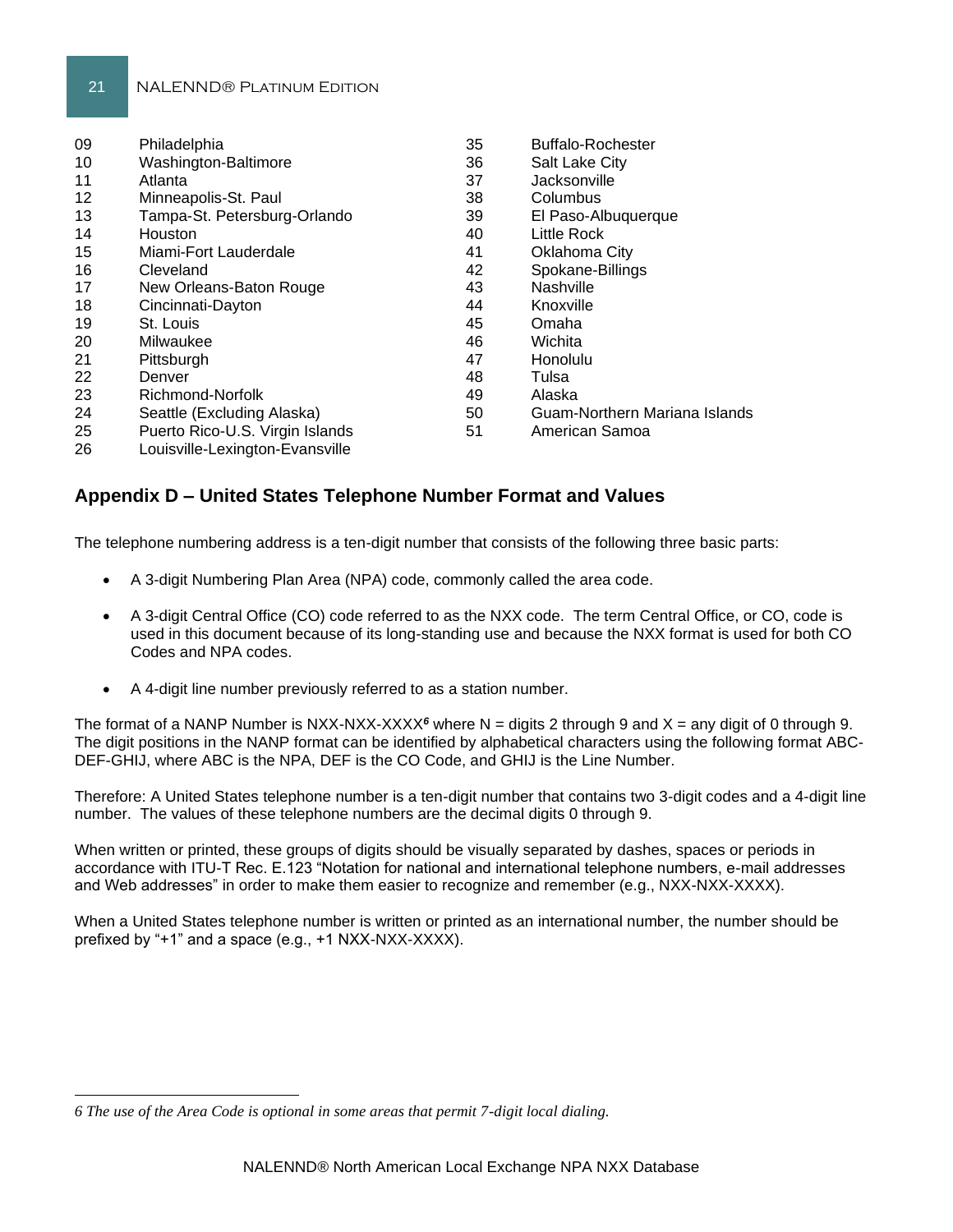| | | | |
|---|---|---|---|
| 09 | Philadelphia | 35 | Buffalo-Rochester |
| 10 | Washington-Baltimore | 36 | Salt Lake City |
| 11 | Atlanta | 37 | Jacksonville |
| 12 | Minneapolis-St. Paul | 38 | Columbus |
| 13 | Tampa-St. Petersburg-Orlando | 39 | El Paso-Albuquerque |
| 14 | Houston | 40 | Little Rock |
| 15 | Miami-Fort Lauderdale | 41 | Oklahoma City |
| 16 | Cleveland | 42 | Spokane-Billings |
| 17 | New Orleans-Baton Rouge | 43 | Nashville |
| 18 | Cincinnati-Dayton | 44 | Knoxville |
| 19 | St. Louis | 45 | Omaha |
| 20 | Milwaukee | 46 | Wichita |
| 21 | Pittsburgh | 47 | Honolulu |
| 22 | Denver | 48 | Tulsa |
| 23 | Richmond-Norfolk | 49 | Alaska |
| 24 | Seattle (Excluding Alaska) | 50 | Guam-Northern Mariana Islands |
| 25 | Puerto Rico-U.S. Virgin Islands | 51 | American Samoa |
| 26 | Louisville-Lexington-Evansville | | |

## Appendix D – United States Telephone Number Format and Values

The telephone numbering address is a ten-digit number that consists of the following three basic parts:

- A 3-digit Numbering Plan Area (NPA) code, commonly called the area code.
- A 3-digit Central Office (CO) code referred to as the NXX code. The term Central Office, or CO, code is used in this document because of its long-standing use and because the NXX format is used for both CO Codes and NPA codes.
- A 4-digit line number previously referred to as a station number.

The format of a NANP Number is NXX-NXX-XXXX[6] where N = digits 2 through 9 and X = any digit of 0 through 9. The digit positions in the NANP format can be identified by alphabetical characters using the following format ABC-DEF-GHIJ, where ABC is the NPA, DEF is the CO Code, and GHIJ is the Line Number.

Therefore: A United States telephone number is a ten-digit number that contains two 3-digit codes and a 4-digit line number. The values of these telephone numbers are the decimal digits 0 through 9.

When written or printed, these groups of digits should be visually separated by dashes, spaces or periods in accordance with ITU-T Rec. E.123 "Notation for national and international telephone numbers, e-mail addresses and Web addresses" in order to make them easier to recognize and remember (e.g., NXX-NXX-XXXX).

When a United States telephone number is written or printed as an international number, the number should be prefixed by "+1" and a space (e.g., +1 NXX-NXX-XXXX).

---

*6 The use of the Area Code is optional in some areas that permit 7-digit local dialing.*